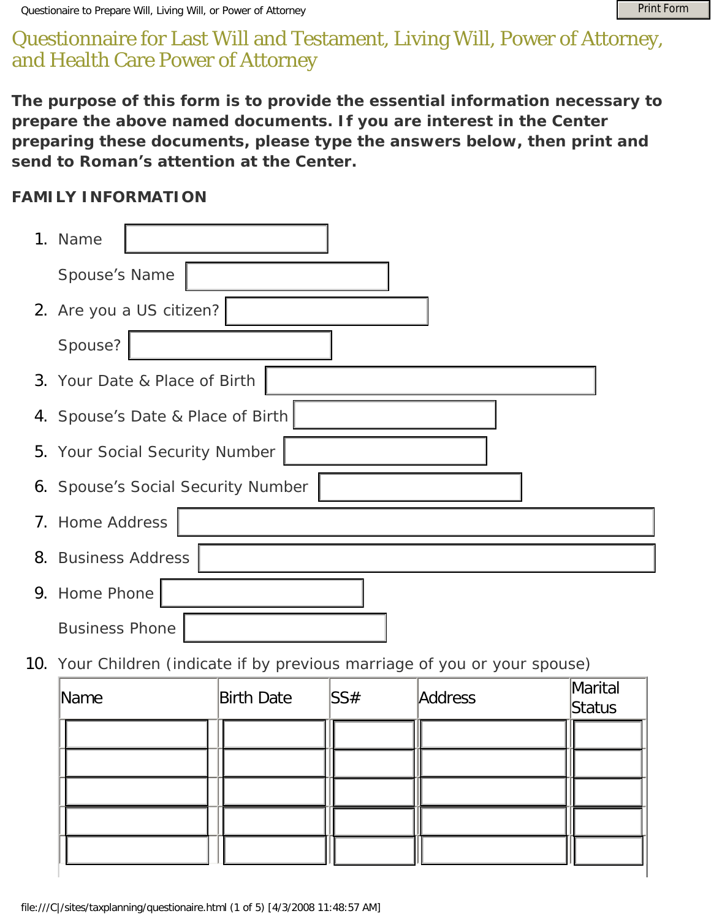# Questionnaire for Last Will and Testament, Living Will, Power of Attorney, and Health Care Power of Attorney

**The purpose of this form is to provide the essential information necessary to prepare the above named documents. If you are interest in the Center preparing these documents, please type the answers below, then print and send to Roman's attention at the Center.**

## FAMILY INFORMATION

1. Name 

   Spouse's Name 

2. Are you a US citizen? 

   Spouse? 

3. Your Date & Place of Birth 

4. Spouse's Date & Place of Birth 

5. Your Social Security Number 

6. Spouse's Social Security Number 

7. Home Address 

8. Business Address 

9. Home Phone 

   Business Phone 

10. Your Children (indicate if by previous marriage of you or your spouse)

| Name | Birth Date | SS# | Address | Marital Status |
|---|---|---|---|---|
| | | | | |
| | | | | |
| | | | | |
| | | | | |
| | | | | |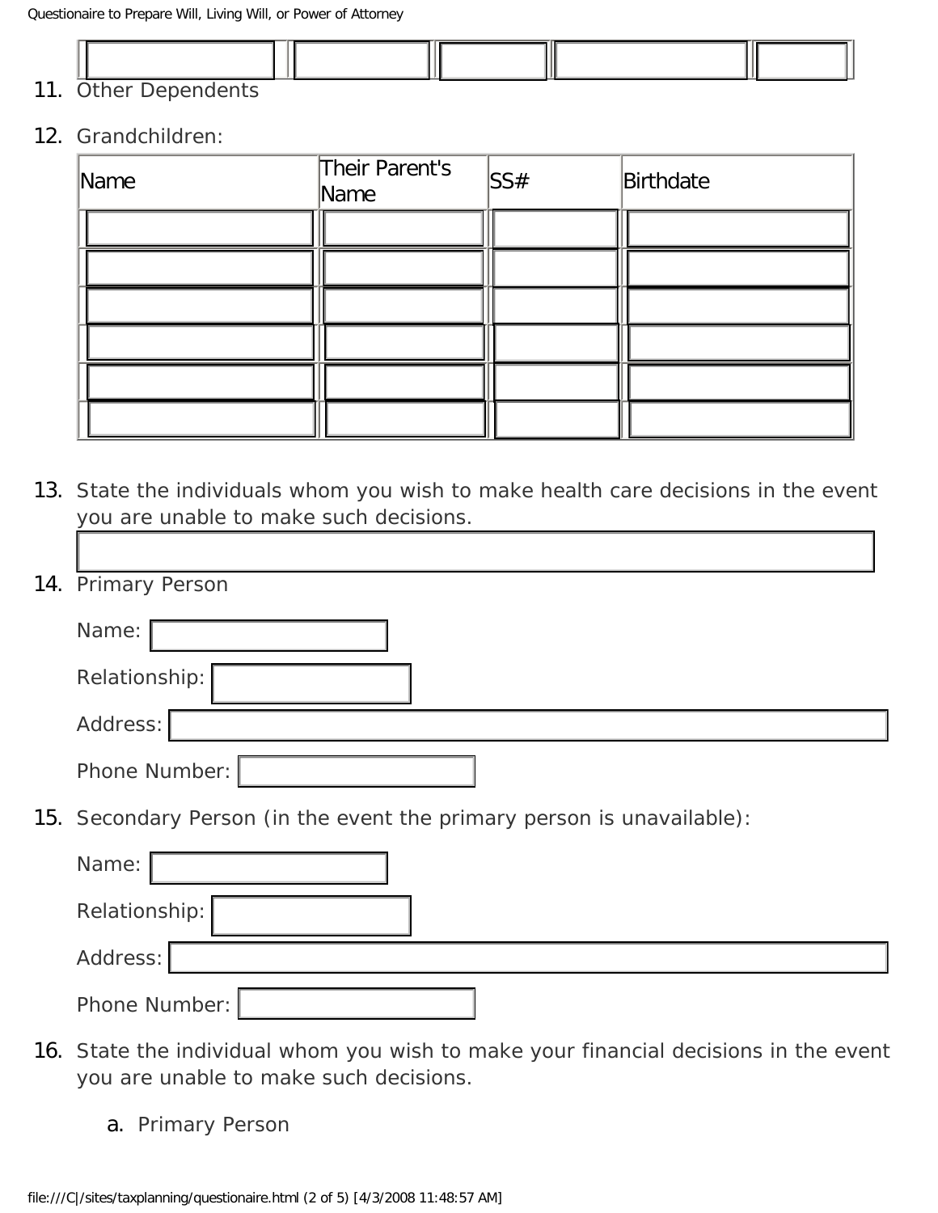| | | | | |
|---|---|---|---|---|
| | | | | |

11. Other Dependents

12. Grandchildren:

| Name | Their Parent's Name | SS# | Birthdate |
|---|---|---|---|
| | | | |
| | | | |
| | | | |
| | | | |
| | | | |
| | | | |

13. State the individuals whom you wish to make health care decisions in the event you are unable to make such decisions.

14. Primary Person

    Name:

    Relationship:

    Address:

    Phone Number:

15. Secondary Person (in the event the primary person is unavailable):

    Name:

    Relationship:

    Address:

    Phone Number:

16. State the individual whom you wish to make your financial decisions in the event you are unable to make such decisions.

    a. Primary Person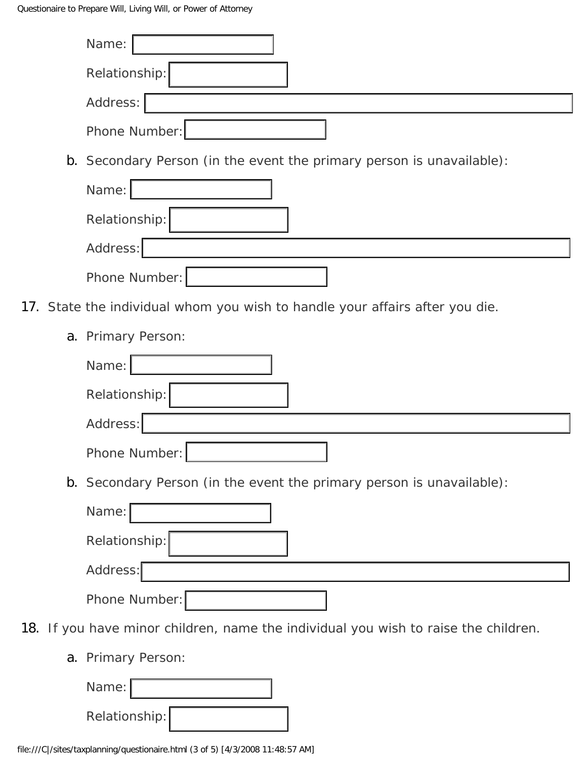Name:

Relationship:

Address:

Phone Number:

b. Secondary Person (in the event the primary person is unavailable):

Name:

Relationship:

Address:

Phone Number:

17. State the individual whom you wish to handle your affairs after you die.

    a. Primary Person:

    Name:

    Relationship:

    Address:

    Phone Number:

    b. Secondary Person (in the event the primary person is unavailable):

    Name:

    Relationship:

    Address:

    Phone Number:

18. If you have minor children, name the individual you wish to raise the children.

    a. Primary Person:

    Name:

    Relationship: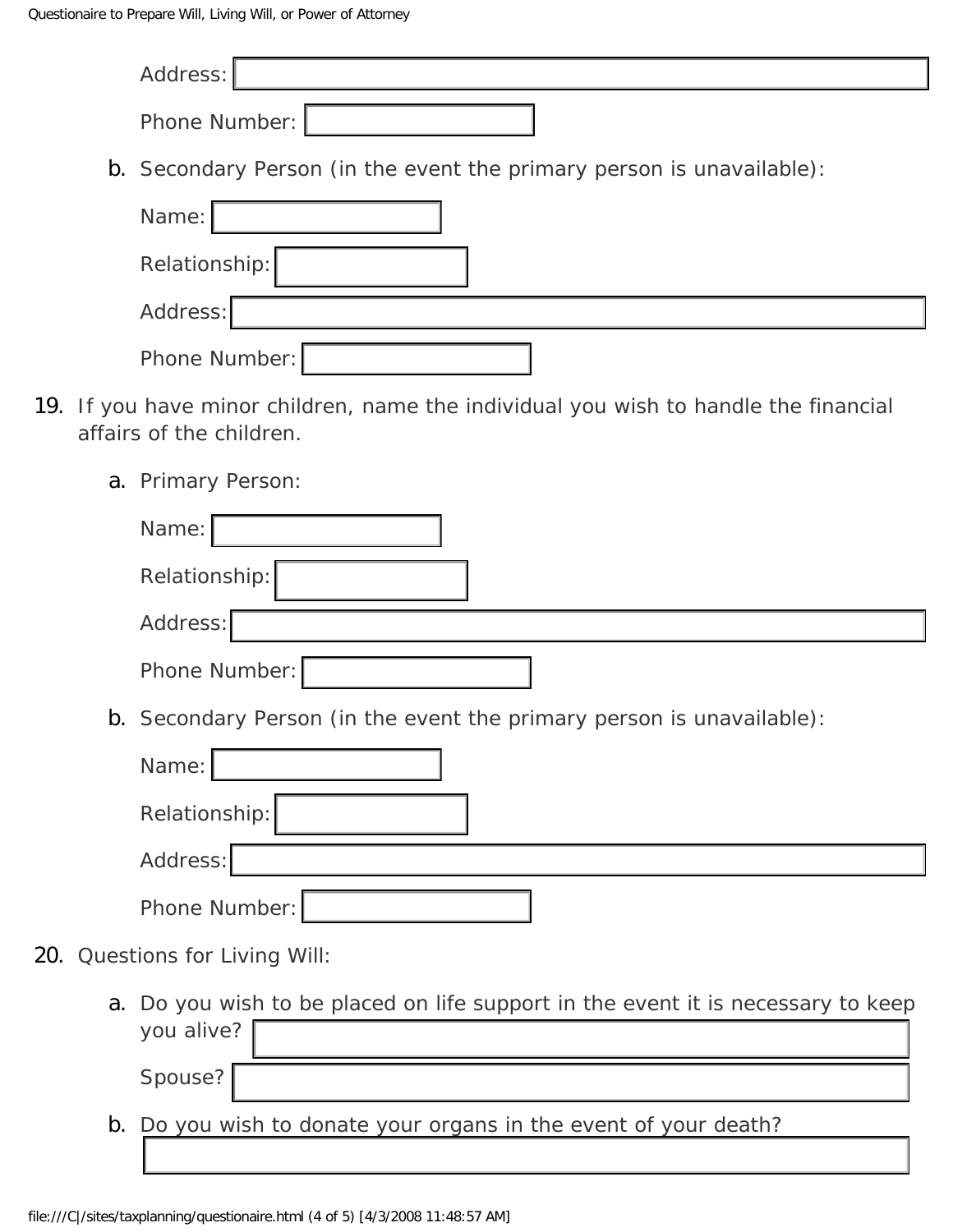Address:

Phone Number:

b. Secondary Person (in the event the primary person is unavailable):

Name:

Relationship:

Address:

Phone Number:

19. If you have minor children, name the individual you wish to handle the financial affairs of the children.

a. Primary Person:

Name:

Relationship:

Address:

Phone Number:

b. Secondary Person (in the event the primary person is unavailable):

Name:

Relationship:

Address:

Phone Number:

20. Questions for Living Will:

a. Do you wish to be placed on life support in the event it is necessary to keep you alive?

Spouse?

b. Do you wish to donate your organs in the event of your death?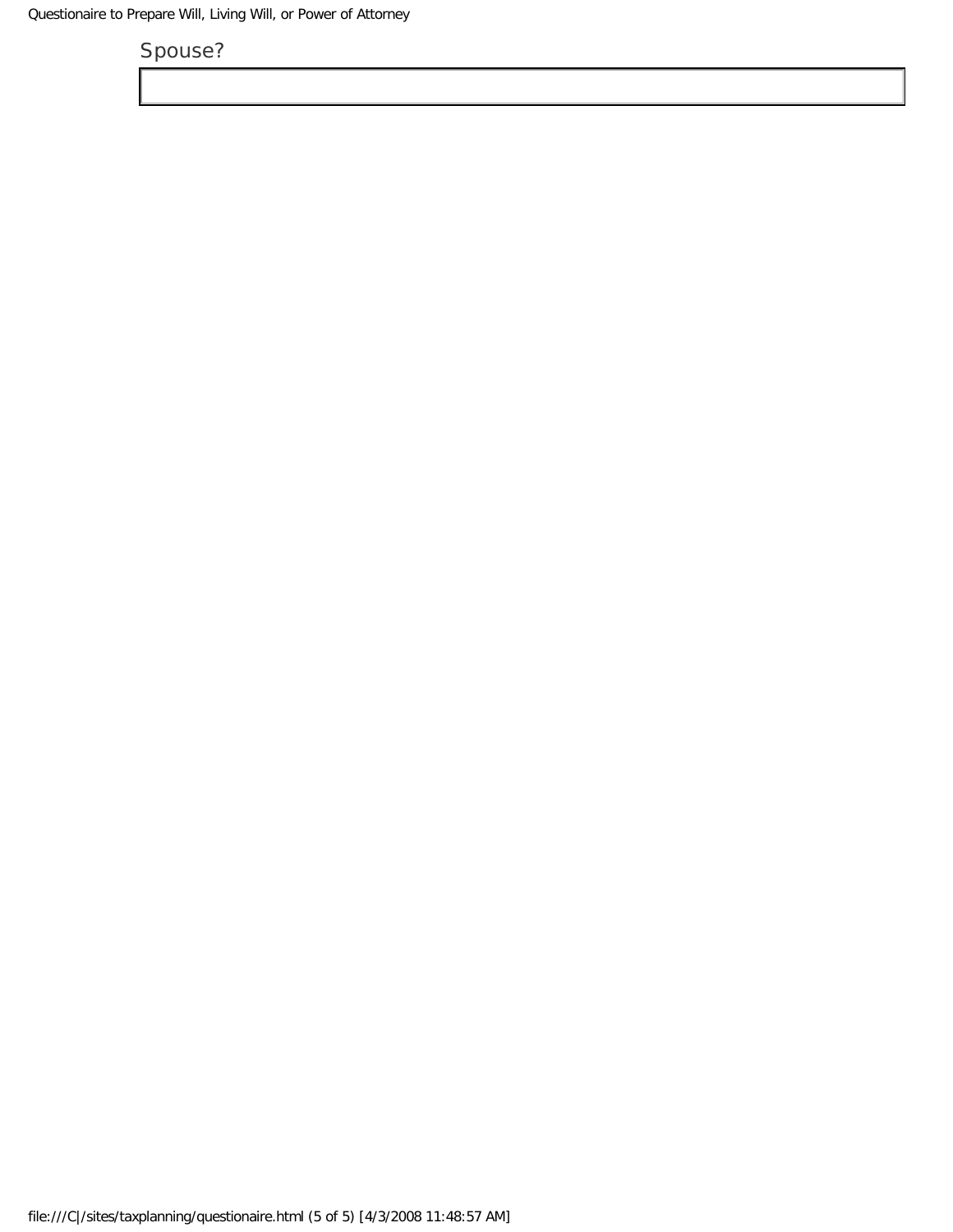Spouse?

|   |
|---|
|   |